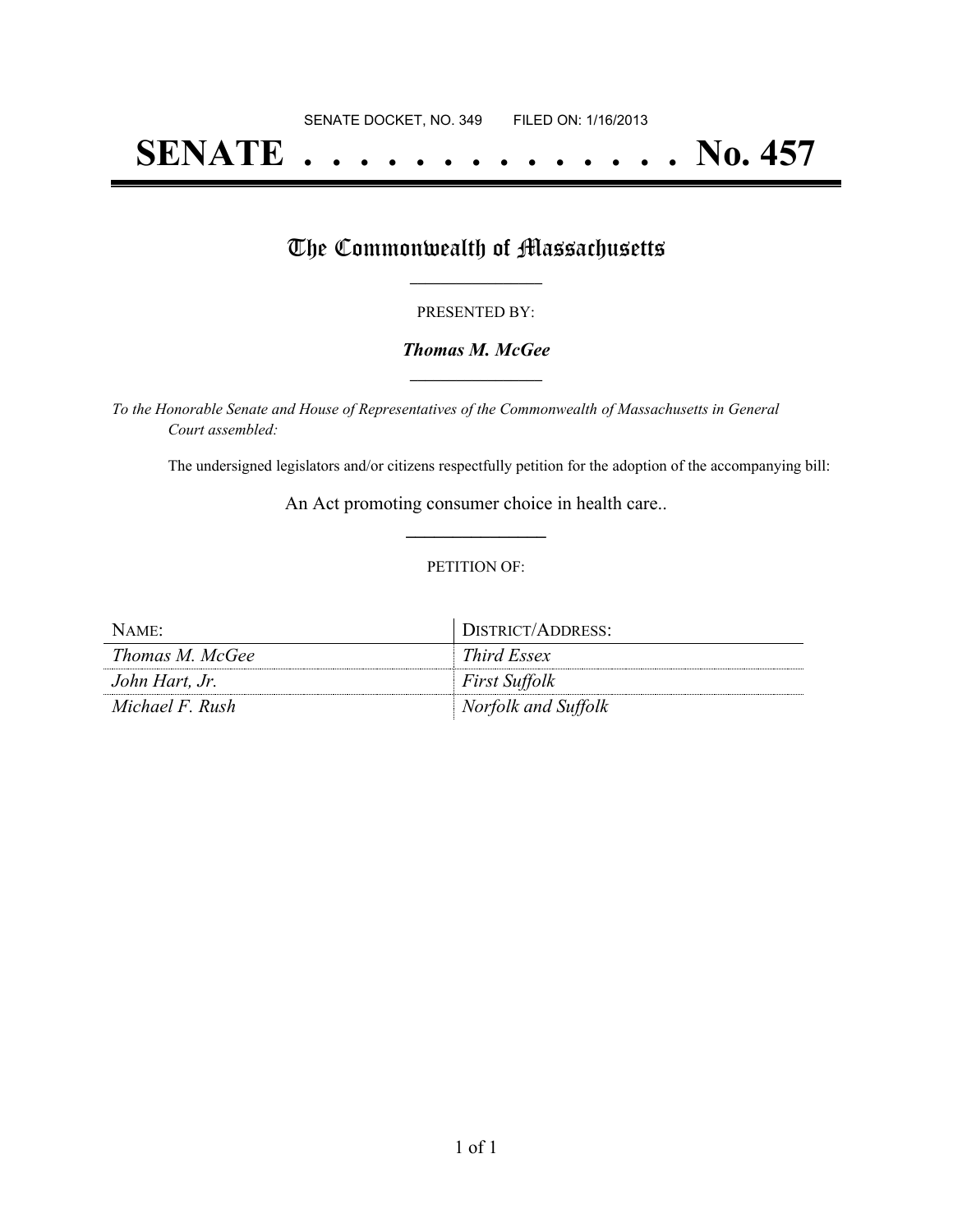SENATE DOCKET, NO. 349        FILED ON: 1/16/2013

# SENATE . . . . . . . . . . . . . . No. 457

## The Commonwealth of Massachusetts

PRESENTED BY:

***Thomas M. McGee***

*To the Honorable Senate and House of Representatives of the Commonwealth of Massachusetts in General Court assembled:*

The undersigned legislators and/or citizens respectfully petition for the adoption of the accompanying bill:

An Act promoting consumer choice in health care..

PETITION OF:

| NAME: | DISTRICT/ADDRESS: |
| --- | --- |
| *Thomas M. McGee* | *Third Essex* |
| *John Hart, Jr.* | *First Suffolk* |
| *Michael F. Rush* | *Norfolk and Suffolk* |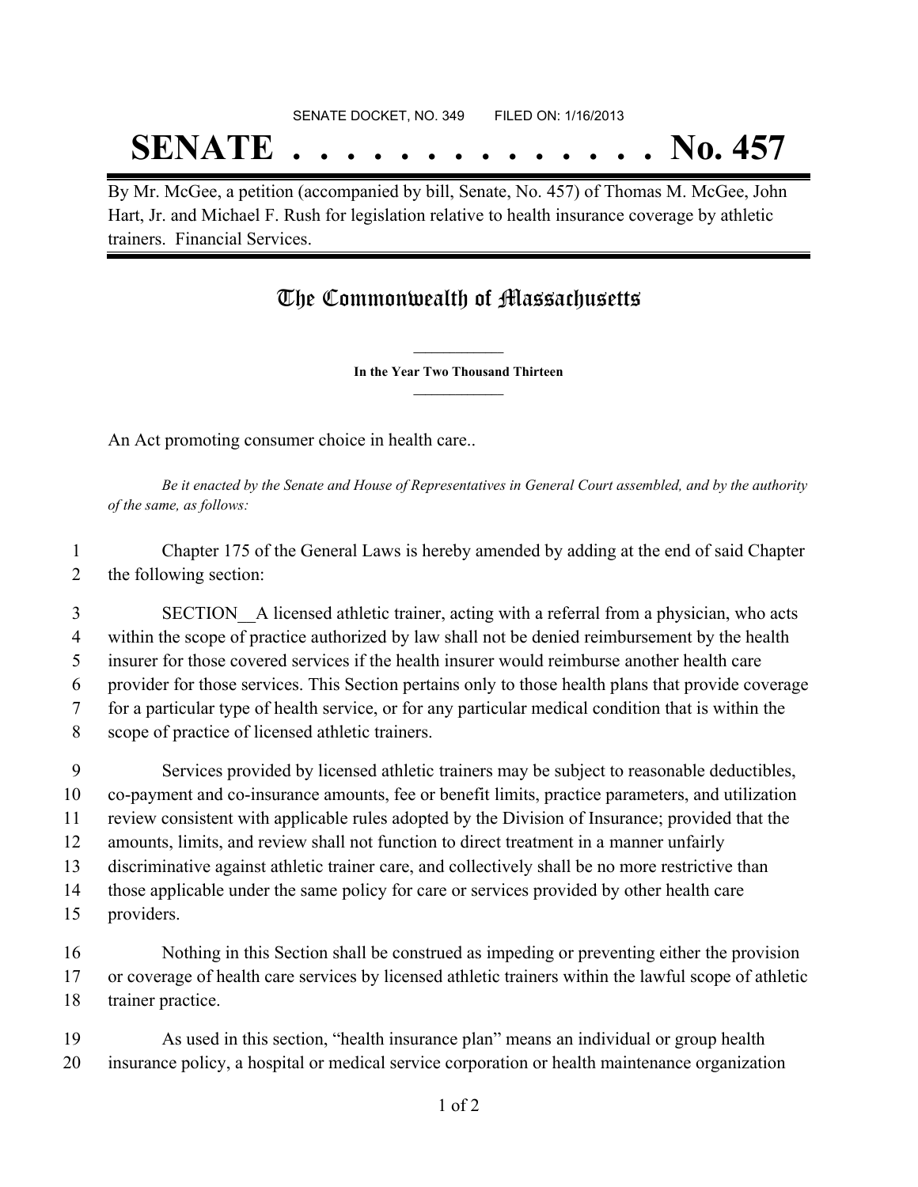SENATE DOCKET, NO. 349        FILED ON: 1/16/2013

# SENATE . . . . . . . . . . . . . . No. 457

By Mr. McGee, a petition (accompanied by bill, Senate, No. 457) of Thomas M. McGee, John Hart, Jr. and Michael F. Rush for legislation relative to health insurance coverage by athletic trainers. Financial Services.

## The Commonwealth of Massachusetts

**In the Year Two Thousand Thirteen**

An Act promoting consumer choice in health care..

*Be it enacted by the Senate and House of Representatives in General Court assembled, and by the authority of the same, as follows:*

1 Chapter 175 of the General Laws is hereby amended by adding at the end of said Chapter
2 the following section:

3 SECTION__A licensed athletic trainer, acting with a referral from a physician, who acts
4 within the scope of practice authorized by law shall not be denied reimbursement by the health
5 insurer for those covered services if the health insurer would reimburse another health care
6 provider for those services. This Section pertains only to those health plans that provide coverage
7 for a particular type of health service, or for any particular medical condition that is within the
8 scope of practice of licensed athletic trainers.

9 Services provided by licensed athletic trainers may be subject to reasonable deductibles,
10 co-payment and co-insurance amounts, fee or benefit limits, practice parameters, and utilization
11 review consistent with applicable rules adopted by the Division of Insurance; provided that the
12 amounts, limits, and review shall not function to direct treatment in a manner unfairly
13 discriminative against athletic trainer care, and collectively shall be no more restrictive than
14 those applicable under the same policy for care or services provided by other health care
15 providers.

16 Nothing in this Section shall be construed as impeding or preventing either the provision
17 or coverage of health care services by licensed athletic trainers within the lawful scope of athletic
18 trainer practice.

19 As used in this section, "health insurance plan" means an individual or group health
20 insurance policy, a hospital or medical service corporation or health maintenance organization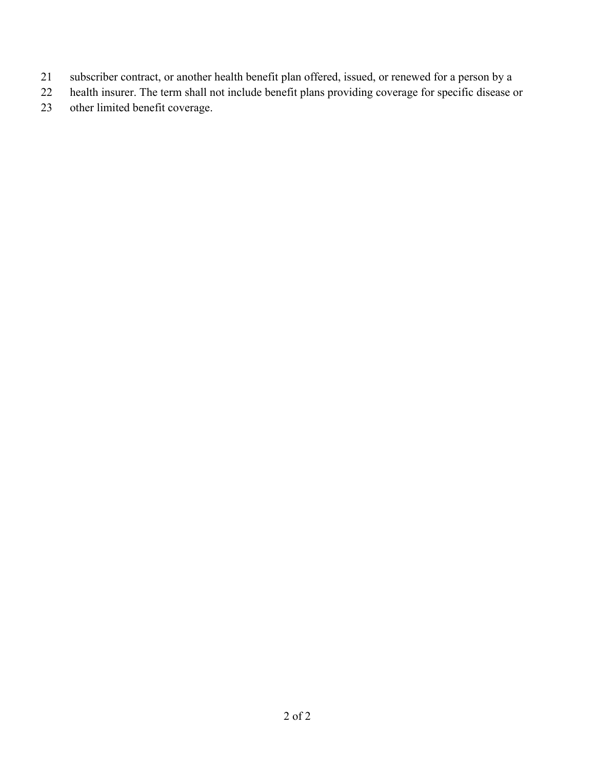21 subscriber contract, or another health benefit plan offered, issued, or renewed for a person by a
22 health insurer. The term shall not include benefit plans providing coverage for specific disease or
23 other limited benefit coverage.